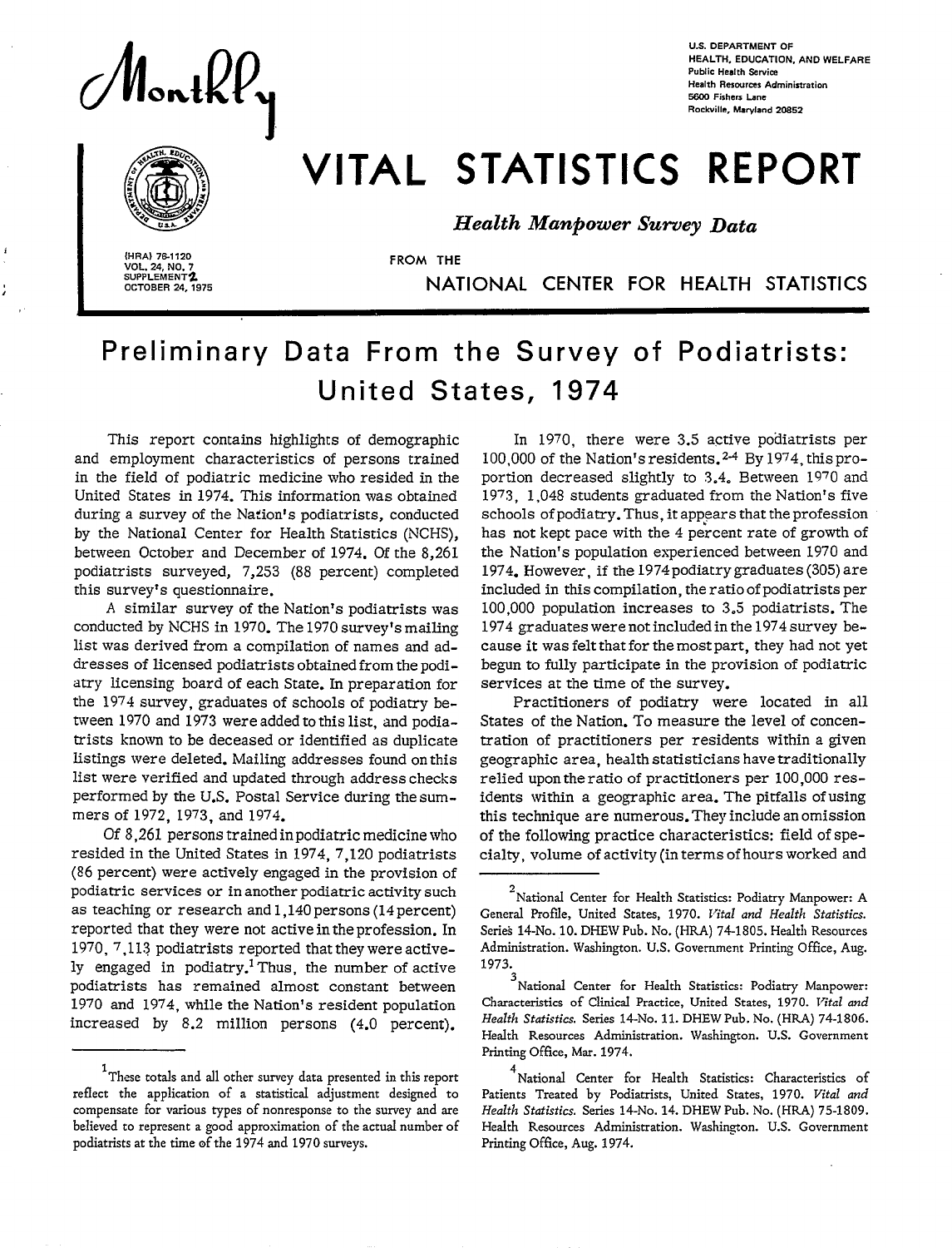Monthly

U.S. DEPARTMENT OF HEALTH, EDUCATION, AND WELFARE
Public Health Service
Health Resources Administration
5600 Fishers Lane
Rockville, Maryland 20852

# VITAL STATISTICS REPORT

*Health Manpower Survey Data*

FROM THE NATIONAL CENTER FOR HEALTH STATISTICS

(HRA) 76-1120
VOL. 24, NO. 7
SUPPLEMENT 2
OCTOBER 24, 1975

## Preliminary Data From the Survey of Podiatrists: United States, 1974

This report contains highlights of demographic and employment characteristics of persons trained in the field of podiatric medicine who resided in the United States in 1974. This information was obtained during a survey of the Nation's podiatrists, conducted by the National Center for Health Statistics (NCHS), between October and December of 1974. Of the 8,261 podiatrists surveyed, 7,253 (88 percent) completed this survey's questionnaire.

A similar survey of the Nation's podiatrists was conducted by NCHS in 1970. The 1970 survey's mailing list was derived from a compilation of names and addresses of licensed podiatrists obtained from the podiatry licensing board of each State. In preparation for the 1974 survey, graduates of schools of podiatry between 1970 and 1973 were added to this list, and podiatrists known to be deceased or identified as duplicate listings were deleted. Mailing addresses found on this list were verified and updated through address checks performed by the U.S. Postal Service during the summers of 1972, 1973, and 1974.

Of 8,261 persons trained in podiatric medicine who resided in the United States in 1974, 7,120 podiatrists (86 percent) were actively engaged in the provision of podiatric services or in another podiatric activity such as teaching or research and 1,140 persons (14 percent) reported that they were not active in the profession. In 1970, 7,113 podiatrists reported that they were actively engaged in podiatry.[1] Thus, the number of active podiatrists has remained almost constant between 1970 and 1974, while the Nation's resident population increased by 8.2 million persons (4.0 percent).

In 1970, there were 3.5 active podiatrists per 100,000 of the Nation's residents.[2-4] By 1974, this proportion decreased slightly to 3.4. Between 1970 and 1973, 1,048 students graduated from the Nation's five schools of podiatry. Thus, it appears that the profession has not kept pace with the 4 percent rate of growth of the Nation's population experienced between 1970 and 1974. However, if the 1974 podiatry graduates (305) are included in this compilation, the ratio of podiatrists per 100,000 population increases to 3.5 podiatrists. The 1974 graduates were not included in the 1974 survey because it was felt that for the most part, they had not yet begun to fully participate in the provision of podiatric services at the time of the survey.

Practitioners of podiatry were located in all States of the Nation. To measure the level of concentration of practitioners per residents within a given geographic area, health statisticians have traditionally relied upon the ratio of practitioners per 100,000 residents within a geographic area. The pitfalls of using this technique are numerous. They include an omission of the following practice characteristics: field of specialty, volume of activity (in terms of hours worked and

---

[1] These totals and all other survey data presented in this report reflect the application of a statistical adjustment designed to compensate for various types of nonresponse to the survey and are believed to represent a good approximation of the actual number of podiatrists at the time of the 1974 and 1970 surveys.

[2] National Center for Health Statistics: Podiatry Manpower: A General Profile, United States, 1970. *Vital and Health Statistics.* Series 14-No. 10. DHEW Pub. No. (HRA) 74-1805. Health Resources Administration. Washington. U.S. Government Printing Office, Aug. 1973.

[3] National Center for Health Statistics: Podiatry Manpower: Characteristics of Clinical Practice, United States, 1970. *Vital and Health Statistics.* Series 14-No. 11. DHEW Pub. No. (HRA) 74-1806. Health Resources Administration. Washington. U.S. Government Printing Office, Mar. 1974.

[4] National Center for Health Statistics: Characteristics of Patients Treated by Podiatrists, United States, 1970. *Vital and Health Statistics.* Series 14-No. 14. DHEW Pub. No. (HRA) 75-1809. Health Resources Administration. Washington. U.S. Government Printing Office, Aug. 1974.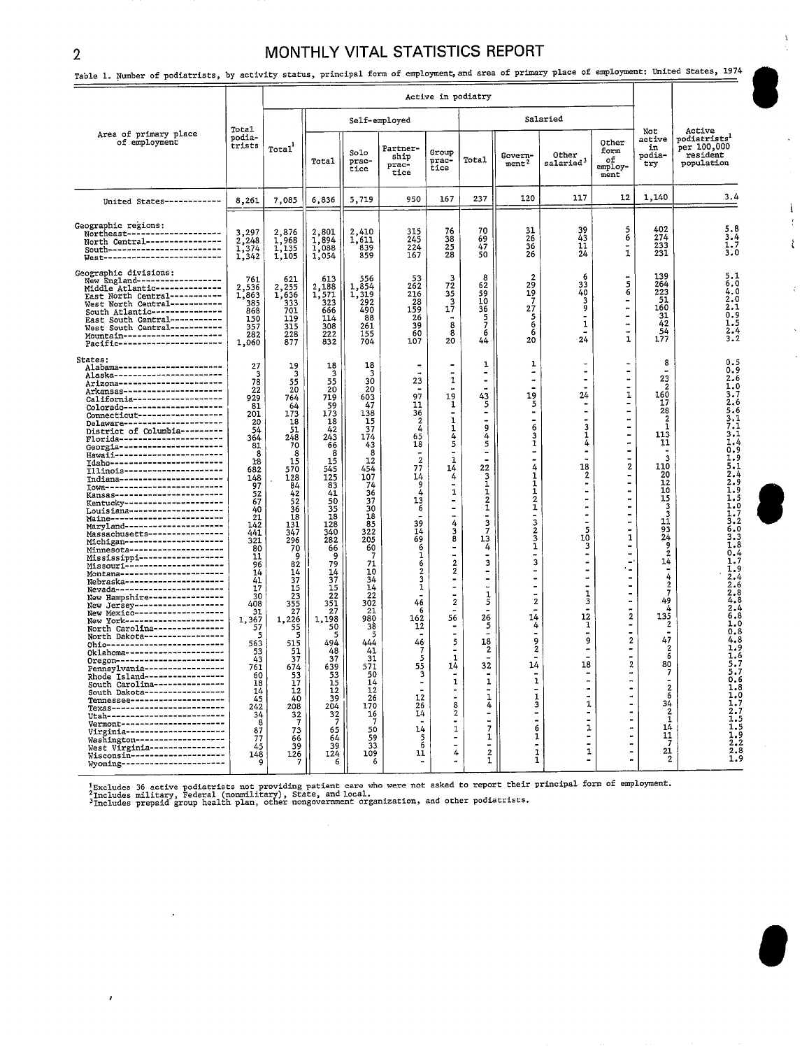Table 1. Number of podiatrists, by activity status, principal form of employment, and area of primary place of employment: United States, 1974

| Area of primary place of employment | Total podiatrists | Active in podiatry | | | | | | | | | | Not active in podiatry | Active podiatrists[1] per 100,000 resident population |
|---|---|---|---|---|---|---|---|---|---|---|---|---|---|
| | | Total[1] | Self-employed | | | | Salaried | | | | | | |
| | | | Total | Solo practice | Partnership practice | Group practice | Total | Government[2] | Other salaried[3] | Other form of employment | | | |
| United States | 8,261 | 7,085 | 6,836 | 5,719 | 950 | 167 | 237 | 120 | 117 | 12 | | 1,140 | 3.4 |
| **Geographic regions:** | | | | | | | | | | | | | |
| Northeast | 3,297 | 2,876 | 2,801 | 2,410 | 315 | 76 | 70 | 31 | 39 | 5 | | 402 | 5.8 |
| North Central | 2,248 | 1,968 | 1,894 | 1,611 | 245 | 38 | 69 | 26 | 43 | 6 | | 274 | 3.4 |
| South | 1,374 | 1,135 | 1,088 | 839 | 224 | 25 | 47 | 36 | 11 | - | | 233 | 1.7 |
| West | 1,342 | 1,105 | 1,054 | 859 | 167 | 28 | 50 | 26 | 24 | 1 | | 231 | 3.0 |
| **Geographic divisions:** | | | | | | | | | | | | | |
| New England | 761 | 621 | 613 | 556 | 53 | 3 | 8 | 2 | 6 | - | | 139 | 5.1 |
| Middle Atlantic | 2,536 | 2,255 | 2,188 | 1,854 | 262 | 72 | 62 | 29 | 33 | 5 | | 264 | 6.0 |
| East North Central | 1,863 | 1,636 | 1,571 | 1,319 | 216 | 35 | 59 | 19 | 40 | 6 | | 223 | 4.0 |
| West North Central | 385 | 333 | 323 | 292 | 28 | 3 | 10 | 7 | 3 | - | | 51 | 2.0 |
| South Atlantic | 868 | 701 | 666 | 490 | 159 | 17 | 36 | 27 | 9 | - | | 160 | 2.1 |
| East South Central | 150 | 119 | 114 | 88 | 26 | - | 5 | 5 | - | - | | 31 | 0.9 |
| West South Central | 357 | 315 | 308 | 261 | 39 | 8 | 7 | 6 | 1 | - | | 42 | 1.5 |
| Mountain | 282 | 228 | 222 | 155 | 60 | 8 | 6 | 6 | - | - | | 54 | 2.4 |
| Pacific | 1,060 | 877 | 832 | 704 | 107 | 20 | 44 | 20 | 24 | 1 | | 177 | 3.2 |
| **States:** | | | | | | | | | | | | | |
| Alabama | 27 | 19 | 18 | 18 | - | - | 1 | 1 | - | - | | 8 | 0.5 |
| Alaska | 3 | 3 | 3 | 3 | - | - | - | - | - | - | | - | 0.9 |
| Arizona | 78 | 55 | 55 | 30 | 23 | 1 | - | - | - | - | | 23 | 2.6 |
| Arkansas | 22 | 20 | 20 | 20 | - | - | - | - | - | - | | 2 | 1.0 |
| California | 929 | 764 | 719 | 603 | 97 | 19 | 43 | 19 | 24 | 1 | | 160 | 3.7 |
| Colorado | 81 | 64 | 59 | 47 | 11 | 1 | 5 | 5 | - | - | | 17 | 2.6 |
| Connecticut | 201 | 173 | 173 | 138 | 36 | - | - | - | - | - | | 28 | 5.6 |
| Delaware | 20 | 18 | 18 | 15 | 2 | 1 | - | - | - | - | | 2 | 3.1 |
| District of Columbia | 54 | 51 | 42 | 37 | 4 | 1 | 9 | 6 | 3 | - | | 1 | 7.1 |
| Florida | 364 | 248 | 243 | 174 | 65 | 4 | 4 | 3 | 1 | - | | 113 | 3.1 |
| Georgia | 81 | 70 | 66 | 43 | 18 | 5 | 5 | 1 | 4 | - | | 11 | 1.4 |
| Hawaii | 8 | 8 | 8 | 8 | - | - | - | - | - | - | | - | 0.9 |
| Idaho | 18 | 15 | 15 | 12 | 2 | 1 | - | - | - | - | | 3 | 1.9 |
| Illinois | 682 | 570 | 545 | 454 | 77 | 14 | 22 | 4 | 18 | 2 | | 110 | 5.1 |
| Indiana | 148 | 128 | 125 | 107 | 14 | 4 | 3 | 1 | 2 | - | | 20 | 2.4 |
| Iowa | 97 | 84 | 83 | 74 | 9 | - | 1 | 1 | - | - | | 12 | 2.9 |
| Kansas | 52 | 42 | 41 | 36 | 4 | 1 | 1 | 1 | - | - | | 10 | 1.9 |
| Kentucky | 67 | 52 | 50 | 37 | 13 | - | 2 | 2 | - | - | | 15 | 1.5 |
| Louisiana | 40 | 36 | 35 | 30 | 6 | - | 1 | 1 | - | - | | 3 | 1.0 |
| Maine | 21 | 18 | 18 | 18 | - | - | - | - | - | - | | 3 | 1.7 |
| Maryland | 142 | 131 | 128 | 85 | 39 | 4 | 3 | 3 | - | - | | 11 | 3.2 |
| Massachusetts | 441 | 347 | 340 | 322 | 14 | 3 | 7 | 2 | 5 | - | | 93 | 6.0 |
| Michigan | 321 | 296 | 282 | 205 | 69 | 8 | 13 | 3 | 10 | 1 | | 24 | 3.3 |
| Minnesota | 80 | 70 | 66 | 60 | 6 | - | 4 | 1 | 3 | - | | 9 | 1.8 |
| Mississippi | 11 | 9 | 9 | 7 | 1 | - | - | - | - | - | | 2 | 0.4 |
| Missouri | 96 | 82 | 79 | 71 | 6 | 2 | 3 | 3 | - | - | | 14 | 1.7 |
| Montana | 14 | 14 | 14 | 10 | 2 | 2 | - | - | - | - | | - | 1.9 |
| Nebraska | 41 | 37 | 37 | 34 | 3 | - | - | - | - | - | | 4 | 2.4 |
| Nevada | 17 | 15 | 15 | 14 | 1 | - | - | - | - | - | | 2 | 2.6 |
| New Hampshire | 30 | 23 | 22 | 22 | - | - | 1 | - | 1 | - | | 7 | 2.8 |
| New Jersey | 408 | 355 | 351 | 302 | 46 | 2 | 5 | 2 | 3 | - | | 49 | 4.8 |
| New Mexico | 31 | 27 | 27 | 21 | 6 | - | - | - | - | - | | 4 | 2.4 |
| New York | 1,367 | 1,226 | 1,198 | 980 | 162 | 56 | 26 | 14 | 12 | 2 | | 135 | 6.8 |
| North Carolina | 57 | 55 | 50 | 38 | 12 | - | 5 | 4 | 1 | - | | 2 | 1.0 |
| North Dakota | 5 | 5 | 5 | 5 | - | - | - | - | - | - | | - | 0.8 |
| Ohio | 563 | 515 | 494 | 444 | 46 | 5 | 18 | 9 | 9 | 2 | | 47 | 4.8 |
| Oklahoma | 53 | 51 | 48 | 41 | 7 | - | 2 | 2 | - | - | | 2 | 1.9 |
| Oregon | 43 | 37 | 37 | 31 | 5 | 1 | - | - | - | - | | 6 | 1.6 |
| Pennsylvania | 761 | 674 | 639 | 571 | 55 | 14 | 32 | 14 | 18 | 2 | | 80 | 5.7 |
| Rhode Island | 60 | 53 | 53 | 50 | 3 | - | - | - | - | - | | 7 | 5.7 |
| South Carolina | 18 | 17 | 15 | 14 | - | 1 | 1 | 1 | - | - | | - | 0.6 |
| South Dakota | 14 | 12 | 12 | 12 | - | - | - | - | - | - | | 2 | 1.8 |
| Tennessee | 45 | 40 | 39 | 26 | 12 | - | 1 | 1 | - | - | | 6 | 1.0 |
| Texas | 242 | 208 | 204 | 170 | 26 | 8 | 4 | 3 | 1 | - | | 34 | 1.7 |
| Utah | 34 | 32 | 32 | 16 | 14 | 2 | - | - | - | - | | 2 | 2.7 |
| Vermont | 8 | 7 | 7 | 7 | - | - | - | - | - | - | | 1 | 1.5 |
| Virginia | 87 | 73 | 65 | 50 | 14 | 1 | 7 | 6 | 1 | - | | 14 | 1.5 |
| Washington | 77 | 66 | 64 | 59 | 5 | - | 1 | 1 | - | - | | 11 | 1.9 |
| West Virginia | 45 | 39 | 39 | 33 | 6 | - | - | - | - | - | | 7 | 2.2 |
| Wisconsin | 148 | 126 | 124 | 109 | 11 | 4 | 2 | 1 | 1 | - | | 21 | 2.8 |
| Wyoming | 9 | 7 | 6 | 6 | - | - | 1 | 1 | - | - | | 2 | 1.9 |

[1]Excludes 36 active podiatrists not providing patient care who were not asked to report their principal form of employment.
[2]Includes military, Federal (nonmilitary), State, and local.
[3]Includes prepaid group health plan, other nongovernment organization, and other podiatrists.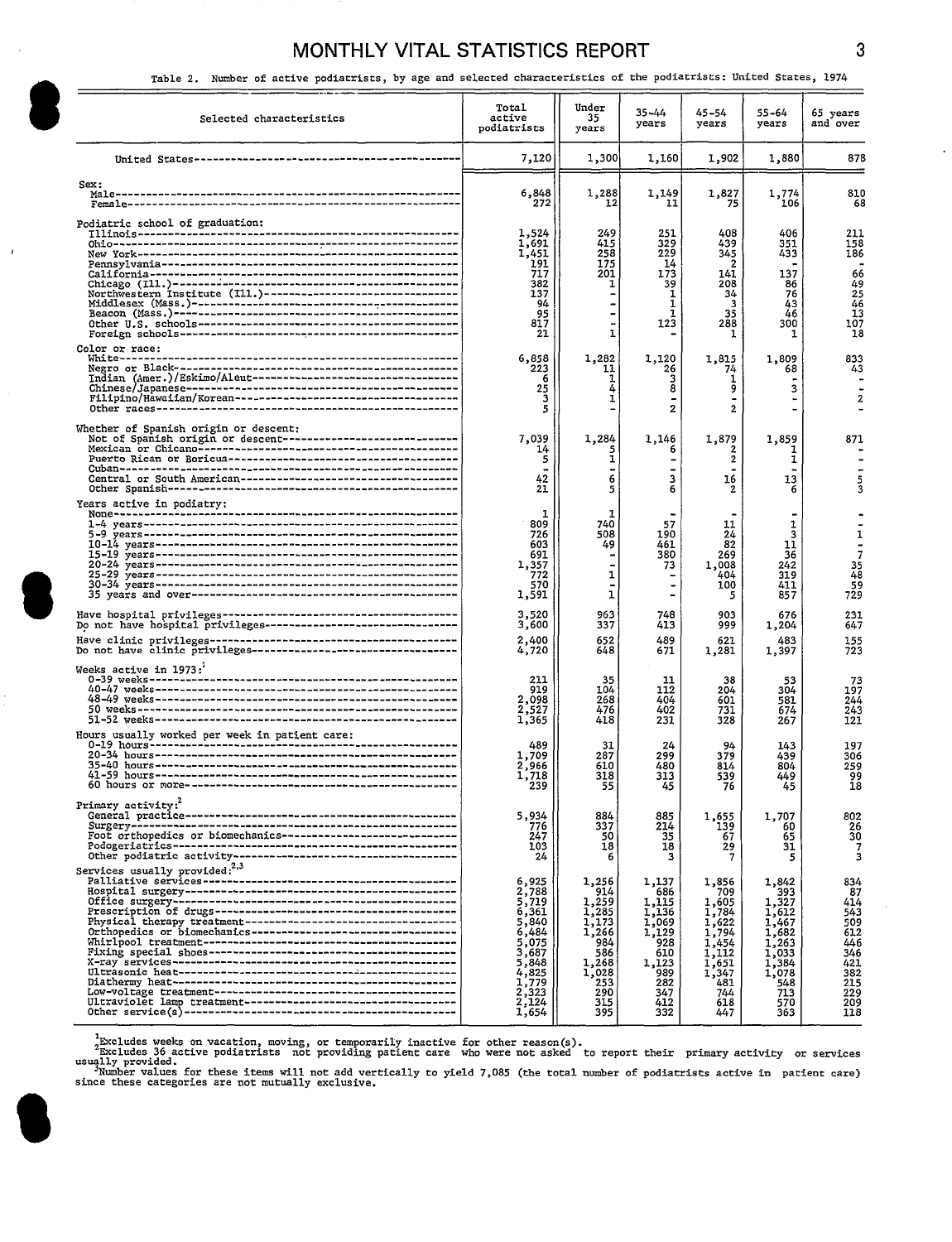Table 2. Number of active podiatrists, by age and selected characteristics of the podiatrists: United States, 1974

| Selected characteristics | Total active podiatrists | Under 35 years | 35-44 years | 45-54 years | 55-64 years | 65 years and over |
|---|---|---|---|---|---|---|
| United States | 7,120 | 1,300 | 1,160 | 1,902 | 1,880 | 878 |
| **Sex:** | | | | | | |
| Male | 6,848 | 1,288 | 1,149 | 1,827 | 1,774 | 810 |
| Female | 272 | 12 | 11 | 75 | 106 | 68 |
| **Podiatric school of graduation:** | | | | | | |
| Illinois | 1,524 | 249 | 251 | 408 | 406 | 211 |
| Ohio | 1,691 | 415 | 329 | 439 | 351 | 158 |
| New York | 1,451 | 258 | 229 | 345 | 433 | 186 |
| Pennsylvania | 191 | 175 | 14 | 2 | - | - |
| California | 717 | 201 | 173 | 141 | 137 | 66 |
| Chicago (Ill.) | 382 | 1 | 39 | 208 | 86 | 49 |
| Northwestern Institute (Ill.) | 137 | - | 1 | 34 | 76 | 25 |
| Middlesex (Mass.) | 94 | - | 1 | 3 | 43 | 46 |
| Beacon (Mass.) | 95 | - | 1 | 35 | 46 | 13 |
| Other U.S. schools | 817 | - | 123 | 288 | 300 | 107 |
| Foreign schools | 21 | 1 | - | 1 | 1 | 18 |
| **Color or race:** | | | | | | |
| White | 6,858 | 1,282 | 1,120 | 1,815 | 1,809 | 833 |
| Negro or Black | 223 | 11 | 26 | 74 | 68 | 43 |
| Indian (Amer.)/Eskimo/Aleut | 6 | 1 | 3 | 1 | - | - |
| Chinese/Japanese | 25 | 4 | 8 | 9 | 3 | - |
| Filipino/Hawaiian/Korean | 3 | 1 | - | - | - | 2 |
| Other races | 5 | - | 2 | 2 | - | - |
| **Whether of Spanish origin or descent:** | | | | | | |
| Not of Spanish origin or descent | 7,039 | 1,284 | 1,146 | 1,879 | 1,859 | 871 |
| Mexican or Chicano | 14 | 5 | 6 | 2 | 1 | - |
| Puerto Rican or Boricua | 5 | 1 | - | 2 | 1 | - |
| Cuban | - | - | - | - | - | - |
| Central or South American | 42 | 6 | 3 | 16 | 13 | 5 |
| Other Spanish | 21 | 5 | 6 | 2 | 6 | 3 |
| **Years active in podiatry:** | | | | | | |
| None | 1 | 1 | - | - | - | - |
| 1-4 years | 809 | 740 | 57 | 11 | 1 | - |
| 5-9 years | 726 | 508 | 190 | 24 | 3 | 1 |
| 10-14 years | 603 | 49 | 461 | 82 | 11 | - |
| 15-19 years | 691 | - | 380 | 269 | 36 | 7 |
| 20-24 years | 1,357 | - | 73 | 1,008 | 242 | 35 |
| 25-29 years | 772 | 1 | - | 404 | 319 | 48 |
| 30-34 years | 570 | - | - | 100 | 411 | 59 |
| 35 years and over | 1,591 | 1 | - | 5 | 857 | 729 |
| Have hospital privileges | 3,520 | 963 | 748 | 903 | 676 | 231 |
| Do not have hospital privileges | 3,600 | 337 | 413 | 999 | 1,204 | 647 |
| Have clinic privileges | 2,400 | 652 | 489 | 621 | 483 | 155 |
| Do not have clinic privileges | 4,720 | 648 | 671 | 1,281 | 1,397 | 723 |
| **Weeks active in 1973:**[1] | | | | | | |
| 0-39 weeks | 211 | 35 | 11 | 38 | 53 | 73 |
| 40-47 weeks | 919 | 104 | 112 | 204 | 304 | 197 |
| 48-49 weeks | 2,098 | 268 | 404 | 601 | 581 | 244 |
| 50 weeks | 2,527 | 476 | 402 | 731 | 674 | 243 |
| 51-52 weeks | 1,365 | 418 | 231 | 328 | 267 | 121 |
| **Hours usually worked per week in patient care:** | | | | | | |
| 0-19 hours | 489 | 31 | 24 | 94 | 143 | 197 |
| 20-34 hours | 1,709 | 287 | 299 | 379 | 439 | 306 |
| 35-40 hours | 2,966 | 610 | 480 | 814 | 804 | 259 |
| 41-59 hours | 1,718 | 318 | 313 | 539 | 449 | 99 |
| 60 hours or more | 239 | 55 | 45 | 76 | 45 | 18 |
| **Primary activity:**[2] | | | | | | |
| General practice | 5,934 | 884 | 885 | 1,655 | 1,707 | 802 |
| Surgery | 776 | 337 | 214 | 139 | 60 | 26 |
| Foot orthopedics or biomechanics | 247 | 50 | 35 | 67 | 65 | 30 |
| Podogeriatrics | 103 | 18 | 18 | 29 | 31 | 7 |
| Other podiatric activity | 24 | 6 | 3 | 7 | 5 | 3 |
| **Services usually provided:**[2,3] | | | | | | |
| Palliative services | 6,925 | 1,256 | 1,137 | 1,856 | 1,842 | 834 |
| Hospital surgery | 2,788 | 914 | 686 | 709 | 393 | 87 |
| Office surgery | 5,719 | 1,259 | 1,115 | 1,605 | 1,327 | 414 |
| Prescription of drugs | 6,361 | 1,285 | 1,136 | 1,784 | 1,612 | 543 |
| Physical therapy treatment | 5,840 | 1,173 | 1,069 | 1,622 | 1,467 | 509 |
| Orthopedics or biomechanics | 6,484 | 1,266 | 1,129 | 1,794 | 1,682 | 612 |
| Whirlpool treatment | 5,075 | 984 | 928 | 1,454 | 1,263 | 446 |
| Fixing special shoes | 3,687 | 586 | 610 | 1,112 | 1,033 | 346 |
| X-ray services | 5,848 | 1,268 | 1,123 | 1,651 | 1,384 | 421 |
| Ultrasonic heat | 4,825 | 1,028 | 989 | 1,347 | 1,078 | 382 |
| Diathermy heat | 1,779 | 253 | 282 | 481 | 548 | 215 |
| Low-voltage treatment | 2,323 | 290 | 347 | 744 | 713 | 229 |
| Ultraviolet lamp treatment | 2,124 | 315 | 412 | 618 | 570 | 209 |
| Other service(s) | 1,654 | 395 | 332 | 447 | 363 | 118 |

[1]Excludes weeks on vacation, moving, or temporarily inactive for other reason(s).
[2]Excludes 36 active podiatrists not providing patient care who were not asked to report their primary activity or services usually provided.
[3]Number values for these items will not add vertically to yield 7,085 (the total number of podiatrists active in patient care) since these categories are not mutually exclusive.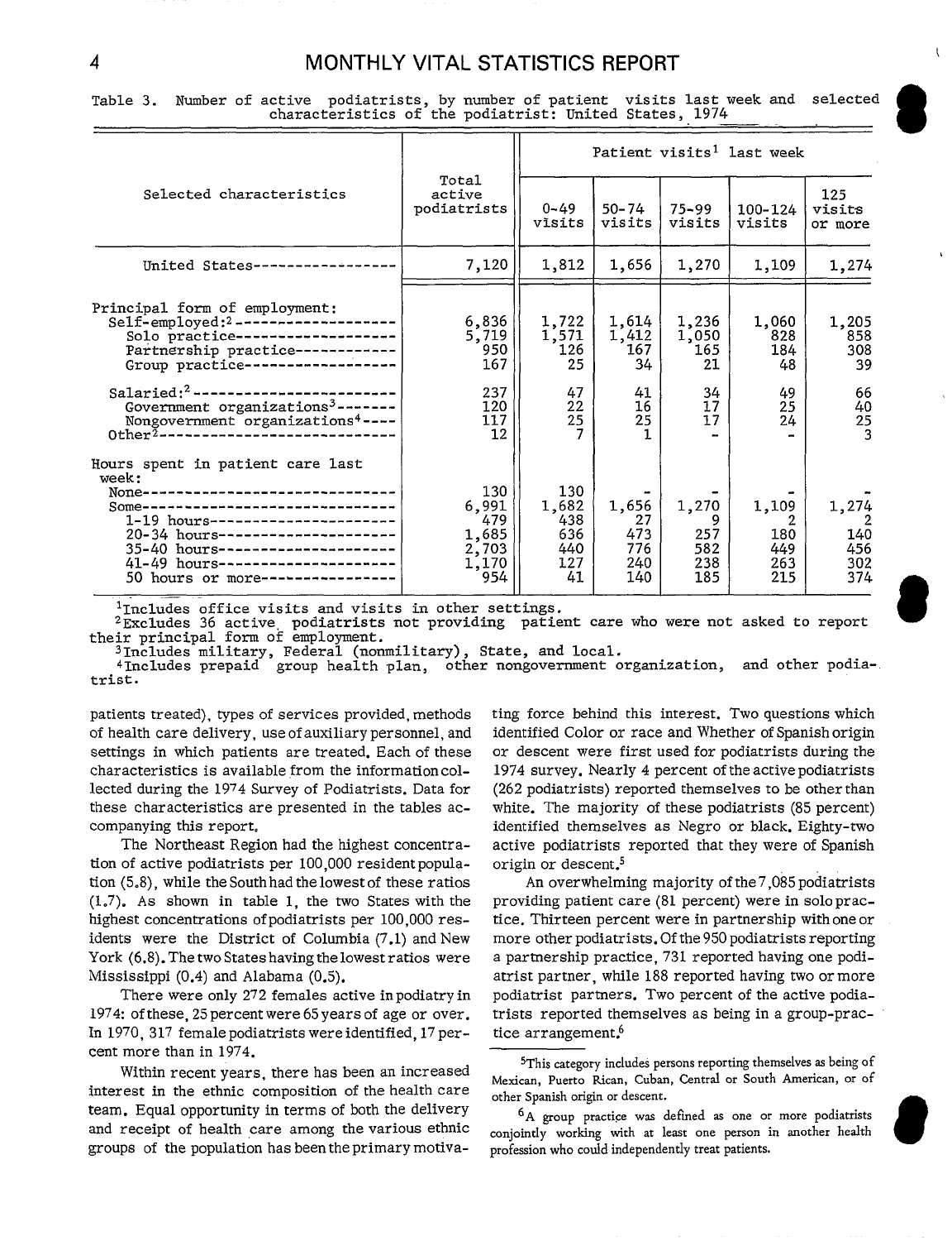Table 3. Number of active podiatrists, by number of patient visits last week and selected characteristics of the podiatrist: United States, 1974

| Selected characteristics | Total active podiatrists | Patient visits[1] last week | | | | |
|---|---|---|---|---|---|---|
| | | 0-49 visits | 50-74 visits | 75-99 visits | 100-124 visits | 125 visits or more |
| United States | 7,120 | 1,812 | 1,656 | 1,270 | 1,109 | 1,274 |
| Principal form of employment: | | | | | | |
| Self-employed:[2] | 6,836 | 1,722 | 1,614 | 1,236 | 1,060 | 1,205 |
| Solo practice | 5,719 | 1,571 | 1,412 | 1,050 | 828 | 858 |
| Partnership practice | 950 | 126 | 167 | 165 | 184 | 308 |
| Group practice | 167 | 25 | 34 | 21 | 48 | 39 |
| Salaried:[2] | 237 | 47 | 41 | 34 | 49 | 66 |
| Government organizations[3] | 120 | 22 | 16 | 17 | 25 | 40 |
| Nongovernment organizations[4] | 117 | 25 | 25 | 17 | 24 | 25 |
| Other[2] | 12 | 7 | 1 | - | - | 3 |
| Hours spent in patient care last week: | | | | | | |
| None | 130 | 130 | - | - | - | - |
| Some | 6,991 | 1,682 | 1,656 | 1,270 | 1,109 | 1,274 |
| 1-19 hours | 479 | 438 | 27 | 9 | 2 | 2 |
| 20-34 hours | 1,685 | 636 | 473 | 257 | 180 | 140 |
| 35-40 hours | 2,703 | 440 | 776 | 582 | 449 | 456 |
| 41-49 hours | 1,170 | 127 | 240 | 238 | 263 | 302 |
| 50 hours or more | 954 | 41 | 140 | 185 | 215 | 374 |

[1]Includes office visits and visits in other settings.
[2]Excludes 36 active podiatrists not providing patient care who were not asked to report their principal form of employment.
[3]Includes military, Federal (nonmilitary), State, and local.
[4]Includes prepaid group health plan, other nongovernment organization, and other podiatrist.

patients treated), types of services provided, methods of health care delivery, use of auxiliary personnel, and settings in which patients are treated. Each of these characteristics is available from the information collected during the 1974 Survey of Podiatrists. Data for these characteristics are presented in the tables accompanying this report.

The Northeast Region had the highest concentration of active podiatrists per 100,000 resident population (5.8), while the South had the lowest of these ratios (1.7). As shown in table 1, the two States with the highest concentrations of podiatrists per 100,000 residents were the District of Columbia (7.1) and New York (6.8). The two States having the lowest ratios were Mississippi (0.4) and Alabama (0.5).

There were only 272 females active in podiatry in 1974: of these, 25 percent were 65 years of age or over. In 1970, 317 female podiatrists were identified, 17 percent more than in 1974.

Within recent years, there has been an increased interest in the ethnic composition of the health care team. Equal opportunity in terms of both the delivery and receipt of health care among the various ethnic groups of the population has been the primary motivating force behind this interest. Two questions which identified Color or race and Whether of Spanish origin or descent were first used for podiatrists during the 1974 survey. Nearly 4 percent of the active podiatrists (262 podiatrists) reported themselves to be other than white. The majority of these podiatrists (85 percent) identified themselves as Negro or black. Eighty-two active podiatrists reported that they were of Spanish origin or descent.[5]

An overwhelming majority of the 7,085 podiatrists providing patient care (81 percent) were in solo practice. Thirteen percent were in partnership with one or more other podiatrists. Of the 950 podiatrists reporting a partnership practice, 731 reported having one podiatrist partner, while 188 reported having two or more podiatrist partners. Two percent of the active podiatrists reported themselves as being in a group-practice arrangement.[6]

[5]This category includes persons reporting themselves as being of Mexican, Puerto Rican, Cuban, Central or South American, or of other Spanish origin or descent.

[6]A group practice was defined as one or more podiatrists conjointly working with at least one person in another health profession who could independently treat patients.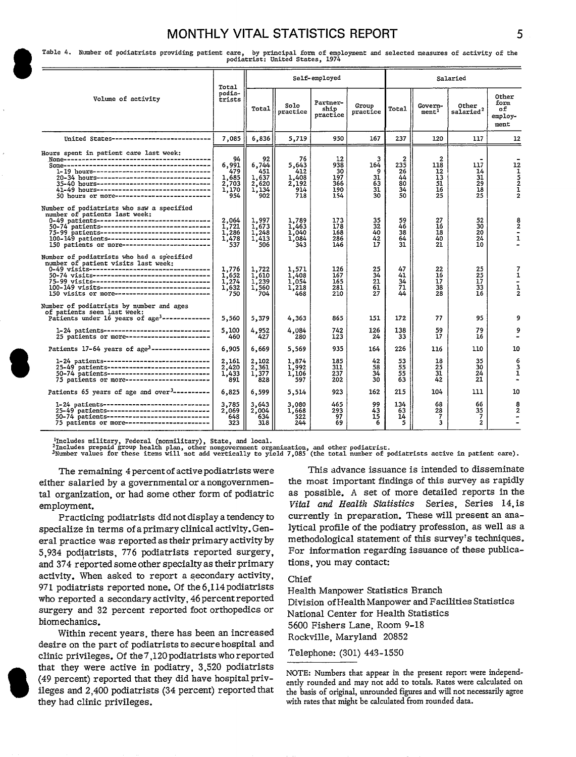Table 4. Number of podiatrists providing patient care, by principal form of employment and selected measures of activity of the podiatrist: United States, 1974

| Volume of activity | Total podiatrists | Self-employed | | | | Salaried | | | Other form of employment |
|---|---|---|---|---|---|---|---|---|---|
| | | Total | Solo practice | Partnership practice | Group practice | Total | Government[1] | Other salaried[2] | |
| United States | 7,085 | 6,836 | 5,719 | 950 | 167 | 237 | 120 | 117 | 12 |
| **Hours spent in patient care last week:** | | | | | | | | | |
| None | 94 | 92 | 76 | 12 | 3 | 2 | 2 | - | - |
| Some | 6,991 | 6,744 | 5,643 | 938 | 164 | 235 | 118 | 117 | 12 |
| 1-19 hours | 479 | 451 | 412 | 30 | 9 | 26 | 12 | 14 | 1 |
| 20-34 hours | 1,685 | 1,637 | 1,408 | 197 | 31 | 44 | 13 | 31 | 5 |
| 35-40 hours | 2,703 | 2,620 | 2,192 | 366 | 63 | 80 | 51 | 29 | 2 |
| 41-49 hours | 1,170 | 1,134 | 914 | 190 | 31 | 34 | 16 | 18 | 1 |
| 50 hours or more | 954 | 902 | 718 | 154 | 30 | 50 | 25 | 25 | 2 |
| **Number of podiatrists who saw a specified number of patients last week:** | | | | | | | | | |
| 0-49 patients | 2,064 | 1,997 | 1,789 | 173 | 35 | 59 | 27 | 52 | 8 |
| 50-74 patients | 1,721 | 1,673 | 1,463 | 178 | 32 | 46 | 16 | 30 | 2 |
| 75-99 patients | 1,286 | 1,248 | 1,040 | 168 | 40 | 38 | 18 | 20 | - |
| 100-149 patients | 1,478 | 1,413 | 1,084 | 286 | 42 | 64 | 40 | 24 | 1 |
| 150 patients or more | 537 | 506 | 343 | 146 | 17 | 31 | 21 | 10 | - |
| **Number of podiatrists who had a specified number of patient visits last week:** | | | | | | | | | |
| 0-49 visits | 1,776 | 1,722 | 1,571 | 126 | 25 | 47 | 22 | 25 | 7 |
| 50-74 visits | 1,652 | 1,610 | 1,408 | 167 | 34 | 41 | 16 | 25 | 1 |
| 75-99 visits | 1,274 | 1,239 | 1,054 | 165 | 21 | 34 | 17 | 17 | - |
| 100-149 visits | 1,632 | 1,560 | 1,218 | 281 | 61 | 71 | 38 | 33 | 1 |
| 150 visits or more | 750 | 704 | 468 | 210 | 27 | 44 | 28 | 16 | 2 |
| **Number of podiatrists by number and ages of patients seen last week:** | | | | | | | | | |
| Patients under 16 years of age[3] | 5,560 | 5,379 | 4,363 | 865 | 151 | 172 | 77 | 95 | 9 |
| 1-24 patients | 5,100 | 4,952 | 4,084 | 742 | 126 | 138 | 59 | 79 | 9 |
| 25 patients or more | 460 | 427 | 280 | 123 | 24 | 33 | 17 | 16 | - |
| Patients 17-64 years of age[3] | 6,905 | 6,669 | 5,569 | 935 | 164 | 226 | 116 | 110 | 10 |
| 1-24 patients | 2,161 | 2,102 | 1,874 | 185 | 42 | 53 | 18 | 35 | 6 |
| 25-49 patients | 2,420 | 2,361 | 1,992 | 311 | 58 | 55 | 25 | 30 | 3 |
| 50-74 patients | 1,433 | 1,377 | 1,106 | 237 | 34 | 55 | 31 | 24 | 1 |
| 75 patients or more | 891 | 828 | 597 | 202 | 30 | 63 | 42 | 21 | - |
| Patients 65 years of age and over[3] | 6,825 | 6,599 | 5,514 | 923 | 162 | 215 | 104 | 111 | 10 |
| 1-24 patients | 3,785 | 3,643 | 3,080 | 465 | 99 | 134 | 68 | 66 | 8 |
| 25-49 patients | 2,069 | 2,004 | 1,668 | 293 | 43 | 63 | 28 | 35 | 2 |
| 50-74 patients | 648 | 634 | 522 | 97 | 15 | 14 | 7 | 7 | - |
| 75 patients or more | 323 | 318 | 244 | 69 | 6 | 5 | 3 | 2 | - |

[1]Includes military, Federal (nonmilitary), State, and local.
[2]Includes prepaid group health plan, other nongovernment organization, and other podiatrist.
[3]Number values for these items will not add vertically to yield 7,085 (the total number of podiatrists active in patient care).

The remaining 4 percent of active podiatrists were either salaried by a governmental or a nongovernmental organization, or had some other form of podiatric employment.

Practicing podiatrists did not display a tendency to specialize in terms of a primary clinical activity. General practice was reported as their primary activity by 5,934 podiatrists, 776 podiatrists reported surgery, and 374 reported some other specialty as their primary activity. When asked to report a secondary activity, 971 podiatrists reported none. Of the 6,114 podiatrists who reported a secondary activity, 46 percent reported surgery and 32 percent reported foot orthopedics or biomechanics.

Within recent years, there has been an increased desire on the part of podiatrists to secure hospital and clinic privileges. Of the 7,120 podiatrists who reported that they were active in podiatry, 3,520 podiatrists (49 percent) reported that they did have hospital privileges and 2,400 podiatrists (34 percent) reported that they had clinic privileges.

This advance issuance is intended to disseminate the most important findings of this survey as rapidly as possible. A set of more detailed reports in the *Vital and Health Statistics* Series, Series 14, is currently in preparation. These will present an analytical profile of the podiatry profession, as well as a methodological statement of this survey's techniques. For information regarding issuance of these publications, you may contact:

Chief
Health Manpower Statistics Branch
Division of Health Manpower and Facilities Statistics
National Center for Health Statistics
5600 Fishers Lane, Room 9-18
Rockville, Maryland 20852

Telephone: (301) 443-1550

NOTE: Numbers that appear in the present report were independently rounded and may not add to totals. Rates were calculated on the basis of original, unrounded figures and will not necessarily agree with rates that might be calculated from rounded data.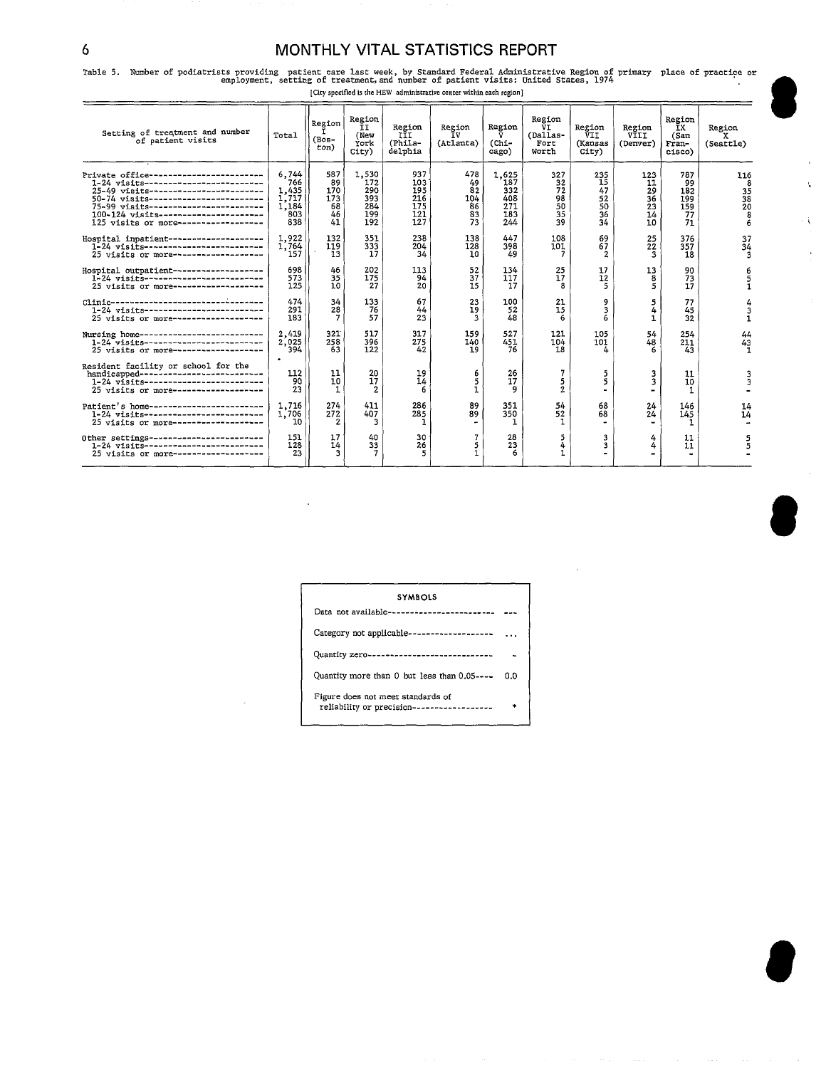Table 5. Number of podiatrists providing patient care last week, by Standard Federal Administrative Region of primary place of practice or employment, setting of treatment, and number of patient visits: United States, 1974

[City specified is the HEW administrative center within each region]

| Setting of treatment and number of patient visits | Total | Region I (Boston) | Region II (New York City) | Region III (Philadelphia) | Region IV (Atlanta) | Region V (Chicago) | Region VI (Dallas-Fort Worth) | Region VII (Kansas City) | Region VIII (Denver) | Region IX (San Francisco) | Region X (Seattle) |
|---|---|---|---|---|---|---|---|---|---|---|---|
| Private office | 6,744 | 587 | 1,530 | 937 | 478 | 1,625 | 327 | 235 | 123 | 787 | 116 |
| 1-24 visits | 766 | 89 | 172 | 103 | 49 | 187 | 32 | 15 | 11 | 99 | 8 |
| 25-49 visits | 1,435 | 170 | 290 | 195 | 82 | 332 | 72 | 47 | 29 | 182 | 35 |
| 50-74 visits | 1,717 | 173 | 393 | 216 | 104 | 408 | 98 | 52 | 36 | 199 | 38 |
| 75-99 visits | 1,184 | 68 | 284 | 175 | 86 | 271 | 50 | 50 | 23 | 159 | 20 |
| 100-124 visits | 803 | 46 | 199 | 121 | 83 | 183 | 35 | 36 | 14 | 77 | 8 |
| 125 visits or more | 838 | 41 | 192 | 127 | 73 | 244 | 39 | 34 | 10 | 71 | 6 |
| Hospital inpatient | 1,922 | 132 | 351 | 238 | 138 | 447 | 108 | 69 | 25 | 376 | 37 |
| 1-24 visits | 1,764 | 119 | 333 | 204 | 128 | 398 | 101 | 67 | 22 | 357 | 34 |
| 25 visits or more | 157 | 13 | 17 | 34 | 10 | 49 | 7 | 2 | 3 | 18 | 3 |
| Hospital outpatient | 698 | 46 | 202 | 113 | 52 | 134 | 25 | 17 | 13 | 90 | 6 |
| 1-24 visits | 573 | 35 | 175 | 94 | 37 | 117 | 17 | 12 | 8 | 73 | 5 |
| 25 visits or more | 125 | 10 | 27 | 20 | 15 | 17 | 8 | 5 | 5 | 17 | 1 |
| Clinic | 474 | 34 | 133 | 67 | 23 | 100 | 21 | 9 | 5 | 77 | 4 |
| 1-24 visits | 291 | 28 | 76 | 44 | 19 | 52 | 15 | 3 | 4 | 45 | 3 |
| 25 visits or more | 183 | 7 | 57 | 23 | 3 | 48 | 6 | 6 | 1 | 32 | 1 |
| Nursing home | 2,419 | 321 | 517 | 317 | 159 | 527 | 121 | 105 | 54 | 254 | 44 |
| 1-24 visits | 2,025 | 258 | 396 | 275 | 140 | 451 | 104 | 101 | 48 | 211 | 43 |
| 25 visits or more | 394 | 63 | 122 | 42 | 19 | 76 | 18 | 4 | 6 | 43 | 1 |
| Resident facility or school for the handicapped | 112 | 11 | 20 | 19 | 6 | 26 | 7 | 5 | 3 | 11 | 3 |
| 1-24 visits | 90 | 10 | 17 | 14 | 5 | 17 | 5 | 5 | 3 | 10 | 3 |
| 25 visits or more | 23 | 1 | 2 | 6 | 1 | 9 | 2 | - | - | 1 | - |
| Patient's home | 1,716 | 274 | 411 | 286 | 89 | 351 | 54 | 68 | 24 | 146 | 14 |
| 1-24 visits | 1,706 | 272 | 407 | 285 | 89 | 350 | 52 | 68 | 24 | 145 | 14 |
| 25 visits or more | 10 | 2 | 3 | 1 | - | 1 | 1 | - | - | 1 | - |
| Other settings | 151 | 17 | 40 | 30 | 7 | 28 | 5 | 3 | 4 | 11 | 5 |
| 1-24 visits | 128 | 14 | 33 | 26 | 5 | 23 | 4 | 3 | 4 | 11 | 5 |
| 25 visits or more | 23 | 3 | 7 | 5 | 1 | 6 | 1 | - | - | - | - |

**SYMBOLS**

| | |
|---|---|
| Data not available | --- |
| Category not applicable | ... |
| Quantity zero | - |
| Quantity more than 0 but less than 0.05 | 0.0 |
| Figure does not meet standards of reliability or precision | * |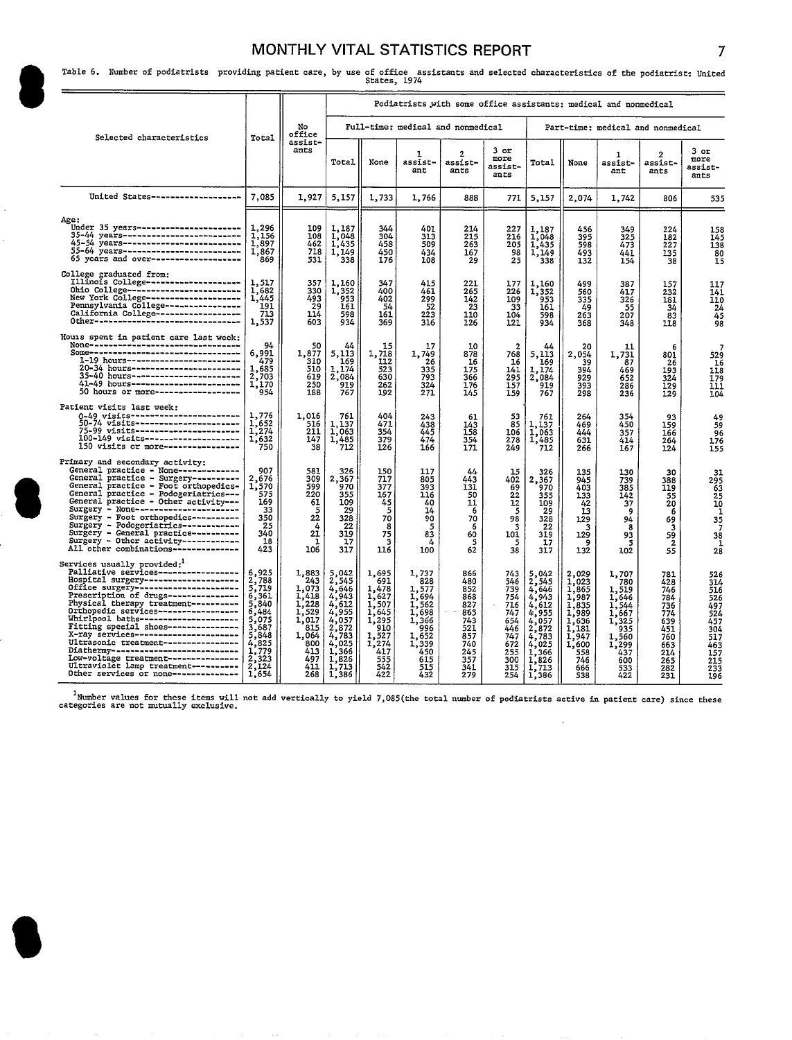Table 6. Number of podiatrists providing patient care, by use of office assistants and selected characteristics of the podiatrist: United States, 1974

| Selected characteristics | Total | No office assistants | Podiatrists with some office assistants: medical and nonmedical | | | | | | | | | |
|---|---|---|---|---|---|---|---|---|---|---|---|---|
| | | | Full-time: medical and nonmedical | | | | | Part-time: medical and nonmedical | | | | |
| | | | Total | None | 1 assistant | 2 assistants | 3 or more assistants | Total | None | 1 assistant | 2 assistants | 3 or more assistants |
| United States | 7,085 | 1,927 | 5,157 | 1,733 | 1,766 | 888 | 771 | 5,157 | 2,074 | 1,742 | 806 | 535 |
| **Age:** | | | | | | | | | | | | |
| Under 35 years | 1,296 | 109 | 1,187 | 344 | 401 | 214 | 227 | 1,187 | 456 | 349 | 224 | 158 |
| 35-44 years | 1,156 | 108 | 1,048 | 304 | 313 | 215 | 216 | 1,048 | 395 | 325 | 182 | 145 |
| 45-54 years | 1,897 | 462 | 1,435 | 458 | 509 | 263 | 205 | 1,435 | 598 | 473 | 227 | 138 |
| 55-64 years | 1,867 | 718 | 1,149 | 450 | 434 | 167 | 98 | 1,149 | 493 | 441 | 135 | 80 |
| 65 years and over | 869 | 531 | 338 | 176 | 108 | 29 | 25 | 338 | 132 | 154 | 38 | 15 |
| **College graduated from:** | | | | | | | | | | | | |
| Illinois College | 1,517 | 357 | 1,160 | 347 | 415 | 221 | 177 | 1,160 | 499 | 387 | 157 | 117 |
| Ohio College | 1,682 | 330 | 1,352 | 400 | 461 | 265 | 226 | 1,352 | 560 | 417 | 232 | 141 |
| New York College | 1,445 | 493 | 953 | 402 | 299 | 142 | 109 | 953 | 335 | 326 | 181 | 110 |
| Pennsylvania College | 191 | 29 | 161 | 54 | 52 | 23 | 33 | 161 | 49 | 55 | 34 | 24 |
| California College | 713 | 114 | 598 | 161 | 223 | 110 | 104 | 598 | 263 | 207 | 83 | 45 |
| Other | 1,537 | 603 | 934 | 369 | 316 | 126 | 121 | 934 | 368 | 348 | 118 | 98 |
| **Hours spent in patient care last week:** | | | | | | | | | | | | |
| None | 94 | 50 | 44 | 15 | 17 | 10 | 2 | 44 | 20 | 11 | 6 | 7 |
| Some | 6,991 | 1,877 | 5,113 | 1,718 | 1,749 | 878 | 768 | 5,113 | 2,054 | 1,731 | 801 | 529 |
| 1-19 hours | 479 | 310 | 169 | 112 | 26 | 16 | 16 | 169 | 39 | 87 | 26 | 16 |
| 20-34 hours | 1,685 | 510 | 1,174 | 523 | 335 | 175 | 141 | 1,174 | 394 | 469 | 193 | 118 |
| 35-40 hours | 2,703 | 619 | 2,084 | 630 | 793 | 366 | 295 | 2,084 | 929 | 652 | 324 | 179 |
| 41-49 hours | 1,170 | 250 | 919 | 262 | 324 | 176 | 157 | 919 | 393 | 286 | 129 | 111 |
| 50 hours or more | 954 | 188 | 767 | 192 | 271 | 145 | 159 | 767 | 298 | 236 | 129 | 104 |
| **Patient visits last week:** | | | | | | | | | | | | |
| 0-49 visits | 1,776 | 1,016 | 761 | 404 | 243 | 61 | 53 | 761 | 264 | 354 | 93 | 49 |
| 50-74 visits | 1,652 | 516 | 1,137 | 471 | 438 | 143 | 85 | 1,137 | 469 | 450 | 159 | 59 |
| 75-99 visits | 1,274 | 211 | 1,063 | 354 | 445 | 158 | 106 | 1,063 | 444 | 357 | 166 | 96 |
| 100-149 visits | 1,632 | 147 | 1,485 | 379 | 474 | 354 | 278 | 1,485 | 631 | 414 | 264 | 176 |
| 150 visits or more | 750 | 38 | 712 | 126 | 166 | 171 | 249 | 712 | 266 | 167 | 124 | 155 |
| **Primary and secondary activity:** | | | | | | | | | | | | |
| General practice - None | 907 | 581 | 326 | 150 | 117 | 44 | 15 | 326 | 135 | 130 | 30 | 31 |
| General practice - Surgery | 2,676 | 309 | 2,367 | 717 | 805 | 443 | 402 | 2,367 | 945 | 739 | 388 | 295 |
| General practice - Foot orthopedics | 1,570 | 599 | 970 | 377 | 393 | 131 | 69 | 970 | 403 | 385 | 119 | 63 |
| General practice - Podogeriatrics | 575 | 220 | 355 | 167 | 116 | 50 | 22 | 355 | 133 | 142 | 55 | 25 |
| General practice - Other activity | 169 | 61 | 109 | 45 | 40 | 11 | 12 | 109 | 42 | 37 | 20 | 10 |
| Surgery - None | 33 | 5 | 29 | 5 | 14 | 6 | 5 | 29 | 13 | 9 | 6 | 1 |
| Surgery - Foot orthopedics | 350 | 22 | 328 | 70 | 90 | 70 | 98 | 328 | 129 | 94 | 69 | 35 |
| Surgery - Podogeriatrics | 25 | 4 | 22 | 8 | 5 | 6 | 3 | 22 | 3 | 8 | 3 | 7 |
| Surgery - General practice | 340 | 21 | 319 | 75 | 83 | 60 | 101 | 319 | 129 | 93 | 59 | 38 |
| Surgery - Other activity | 18 | 1 | 17 | 3 | 4 | 5 | 5 | 17 | 9 | 5 | 2 | 1 |
| All other combinations | 423 | 106 | 317 | 116 | 100 | 62 | 38 | 317 | 132 | 102 | 55 | 28 |
| **Services usually provided:**[1] | | | | | | | | | | | | |
| Palliative services | 6,925 | 1,883 | 5,042 | 1,695 | 1,737 | 866 | 743 | 5,042 | 2,029 | 1,707 | 781 | 526 |
| Hospital surgery | 2,788 | 243 | 2,545 | 691 | 828 | 480 | 546 | 2,545 | 1,023 | 780 | 428 | 314 |
| Office surgery | 5,719 | 1,073 | 4,646 | 1,478 | 1,577 | 852 | 739 | 4,646 | 1,865 | 1,519 | 746 | 516 |
| Prescription of drugs | 6,361 | 1,418 | 4,943 | 1,627 | 1,694 | 868 | 754 | 4,943 | 1,987 | 1,646 | 784 | 526 |
| Physical therapy treatment | 5,840 | 1,228 | 4,612 | 1,507 | 1,562 | 827 | 716 | 4,612 | 1,835 | 1,544 | 736 | 497 |
| Orthopedic services | 6,484 | 1,529 | 4,955 | 1,645 | 1,698 | 865 | 747 | 4,955 | 1,989 | 1,667 | 774 | 524 |
| Whirlpool baths | 5,075 | 1,017 | 4,057 | 1,295 | 1,366 | 743 | 654 | 4,057 | 1,636 | 1,325 | 639 | 457 |
| Fitting special shoes | 3,687 | 815 | 2,872 | 910 | 996 | 521 | 446 | 2,872 | 1,181 | 935 | 451 | 304 |
| X-ray services | 5,848 | 1,064 | 4,783 | 1,527 | 1,652 | 857 | 747 | 4,783 | 1,947 | 1,560 | 760 | 517 |
| Ultrasonic treatment | 4,825 | 800 | 4,025 | 1,274 | 1,339 | 740 | 672 | 4,025 | 1,600 | 1,299 | 663 | 463 |
| Diathermy | 1,779 | 413 | 1,366 | 417 | 450 | 245 | 255 | 1,366 | 558 | 437 | 214 | 157 |
| Low-voltage treatment | 2,323 | 497 | 1,826 | 555 | 615 | 357 | 300 | 1,826 | 746 | 600 | 265 | 215 |
| Ultraviolet lamp treatment | 2,124 | 411 | 1,713 | 542 | 515 | 341 | 315 | 1,713 | 666 | 533 | 282 | 233 |
| Other services or none | 1,654 | 268 | 1,386 | 422 | 432 | 279 | 254 | 1,386 | 538 | 422 | 231 | 196 |

[1]Number values for these items will not add vertically to yield 7,085(the total number of podiatrists active in patient care) since these categories are not mutually exclusive.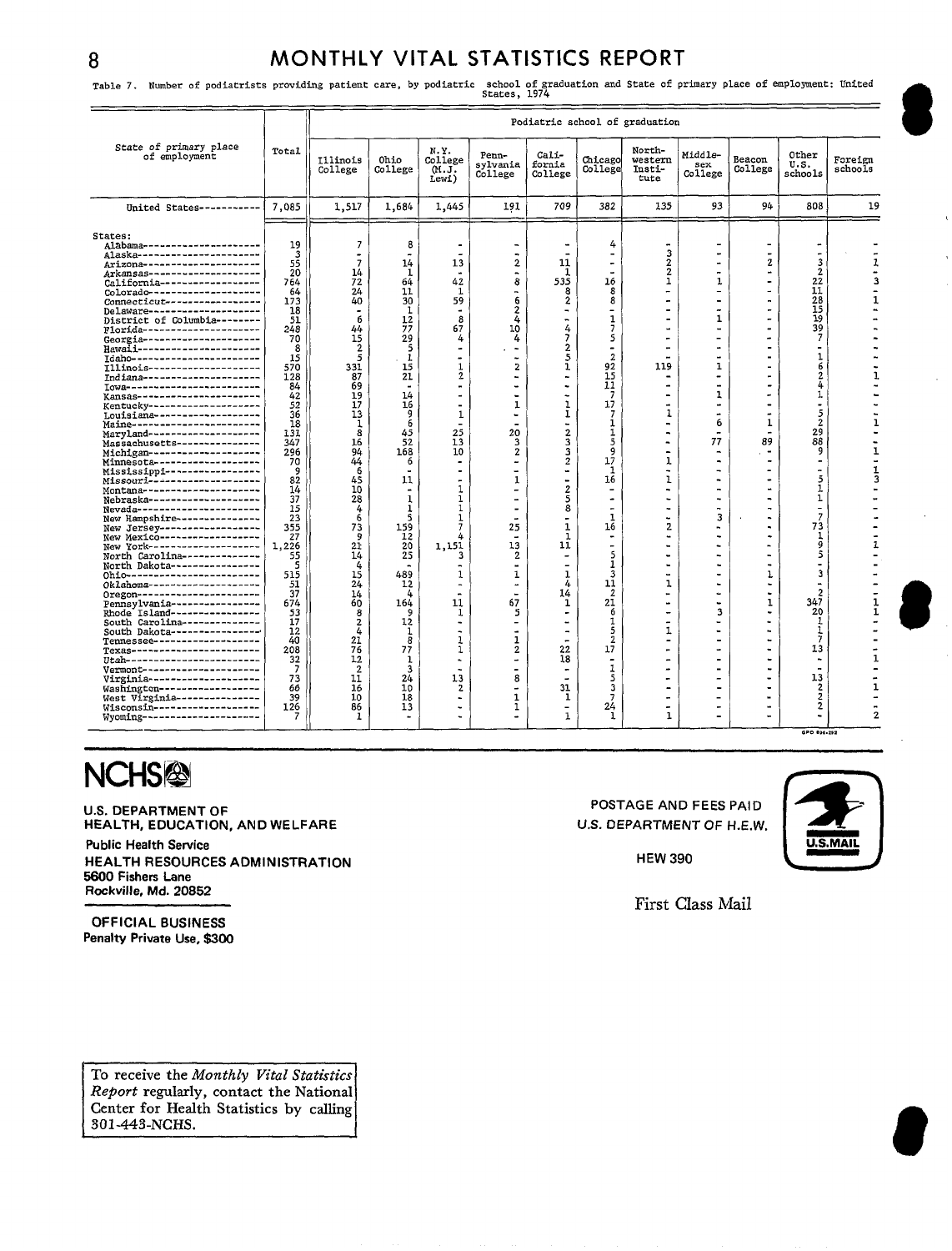Table 7. Number of podiatrists providing patient care, by podiatric school of graduation and State of primary place of employment: United States, 1974

| State of primary place of employment | Total | Illinois College | Ohio College | N.Y. College (M.J. Lewi) | Penn-sylvania College | Cali-fornia College | Chicago College | North-western Insti-tute | Middle-sex College | Beacon College | Other U.S. schools | Foreign schools |
|---|---|---|---|---|---|---|---|---|---|---|---|---|
| United States | 7,085 | 1,517 | 1,684 | 1,445 | 191 | 709 | 382 | 135 | 93 | 94 | 808 | 19 |
| States: | | | | | | | | | | | | |
| Alabama | 19 | 7 | 8 | - | - | - | 4 | - | - | - | - | - |
| Alaska | 3 | - | - | - | - | - | - | 3 | - | - | - | - |
| Arizona | 55 | 7 | 14 | 13 | 2 | 11 | - | 2 | - | 2 | 3 | 1 |
| Arkansas | 20 | 14 | 1 | - | - | 1 | - | 2 | - | - | 2 | - |
| California | 764 | 72 | 64 | 42 | 8 | 535 | 16 | 1 | 1 | - | 22 | 3 |
| Colorado | 64 | 24 | 11 | 1 | - | 8 | 8 | - | - | - | 11 | - |
| Connecticut | 173 | 40 | 30 | 59 | 6 | 2 | 8 | - | - | - | 28 | 1 |
| Delaware | 18 | - | 1 | - | 2 | - | - | - | - | - | 15 | - |
| District of Columbia | 51 | 6 | 12 | 8 | 4 | - | 1 | - | 1 | - | 19 | - |
| Florida | 248 | 44 | 77 | 67 | 10 | 4 | 7 | - | - | - | 39 | - |
| Georgia | 70 | 15 | 29 | 4 | 4 | 7 | 5 | - | - | - | 7 | - |
| Hawaii | 8 | 2 | 5 | - | - | 2 | - | - | - | - | - | - |
| Idaho | 15 | 5 | 1 | - | - | 5 | 2 | - | - | - | 1 | - |
| Illinois | 570 | 331 | 15 | 1 | 2 | 1 | 92 | 119 | 1 | - | 6 | - |
| Indiana | 128 | 87 | 21 | 2 | - | - | 15 | - | - | - | 2 | 1 |
| Iowa | 84 | 69 | - | - | - | - | 11 | - | - | - | 4 | - |
| Kansas | 42 | 19 | 14 | - | - | - | 7 | - | 1 | - | 1 | - |
| Kentucky | 52 | 17 | 16 | - | 1 | 1 | 17 | - | - | - | - | - |
| Louisiana | 36 | 13 | 9 | 1 | - | 1 | 7 | 1 | - | - | 5 | - |
| Maine | 18 | 1 | 6 | - | - | - | 1 | - | 6 | 1 | 2 | 1 |
| Maryland | 131 | 8 | 45 | 25 | 20 | 2 | 1 | - | - | - | 29 | - |
| Massachusetts | 347 | 16 | 52 | 13 | 3 | 3 | 5 | - | 77 | 89 | 88 | - |
| Michigan | 296 | 94 | 168 | 10 | 2 | 3 | 9 | - | - | - | 9 | 1 |
| Minnesota | 70 | 44 | 6 | - | - | 2 | 17 | 1 | - | - | - | - |
| Mississippi | 9 | 6 | - | - | - | - | 1 | - | - | - | - | 1 |
| Missouri | 82 | 45 | 11 | - | 1 | - | 16 | 1 | - | - | 5 | 3 |
| Montana | 14 | 10 | - | 1 | - | 2 | - | - | - | - | 1 | - |
| Nebraska | 37 | 28 | 1 | 1 | - | 5 | - | - | - | - | 1 | - |
| Nevada | 15 | 4 | 1 | 1 | - | 8 | - | - | - | - | - | - |
| New Hampshire | 23 | 6 | 5 | 1 | - | - | 1 | - | 3 | - | 7 | - |
| New Jersey | 355 | 73 | 159 | 7 | 25 | 1 | 16 | 2 | - | - | 73 | - |
| New Mexico | 27 | 9 | 12 | 4 | - | 1 | - | - | - | - | 1 | - |
| New York | 1,226 | 21 | 20 | 1,151 | 13 | 11 | - | - | - | - | 9 | 1 |
| North Carolina | 55 | 14 | 25 | 3 | 2 | - | 5 | - | - | - | 5 | - |
| North Dakota | 5 | 4 | - | - | - | - | 1 | - | - | - | - | - |
| Ohio | 515 | 15 | 489 | 1 | 1 | 1 | 3 | - | - | 1 | 3 | - |
| Oklahoma | 51 | 24 | 12 | - | - | 4 | 11 | 1 | - | - | - | - |
| Oregon | 37 | 14 | 4 | - | - | 14 | 2 | - | - | - | 2 | - |
| Pennsylvania | 674 | 60 | 164 | 11 | 67 | 1 | 21 | - | - | 1 | 347 | 1 |
| Rhode Island | 53 | 8 | 9 | 1 | 5 | - | 6 | - | 3 | - | 20 | 1 |
| South Carolina | 17 | 2 | 12 | - | - | - | 1 | - | - | - | 1 | - |
| South Dakota | 12 | 4 | 1 | - | - | - | 5 | 1 | - | - | 1 | - |
| Tennessee | 40 | 21 | 8 | 1 | 1 | - | 2 | - | - | - | 7 | - |
| Texas | 208 | 76 | 77 | 1 | 2 | 22 | 17 | - | - | - | 13 | - |
| Utah | 32 | 12 | 1 | - | - | 18 | - | - | - | - | - | 1 |
| Vermont | 7 | 2 | 3 | - | - | - | 1 | - | - | - | - | - |
| Virginia | 73 | 11 | 24 | 13 | 8 | - | 5 | - | - | - | 13 | - |
| Washington | 66 | 16 | 10 | 2 | - | 31 | 3 | - | - | - | 2 | 1 |
| West Virginia | 39 | 10 | 18 | - | 1 | 1 | 7 | - | - | - | 2 | - |
| Wisconsin | 126 | 86 | 13 | - | 1 | - | 24 | - | - | - | 2 | - |
| Wyoming | 7 | 1 | - | - | - | 1 | 1 | 1 | - | - | - | 2 |

GPO 896-293

**NCHS**

**U.S. DEPARTMENT OF HEALTH, EDUCATION, AND WELFARE**

**Public Health Service**

**HEALTH RESOURCES ADMINISTRATION**

**5600 Fishers Lane**

**Rockville, Md. 20852**

**OFFICIAL BUSINESS**

**Penalty Private Use, $300**

POSTAGE AND FEES PAID
U.S. DEPARTMENT OF H.E.W.

HEW 390

U.S.MAIL

First Class Mail

To receive the *Monthly Vital Statistics Report* regularly, contact the National Center for Health Statistics by calling 301-443-NCHS.